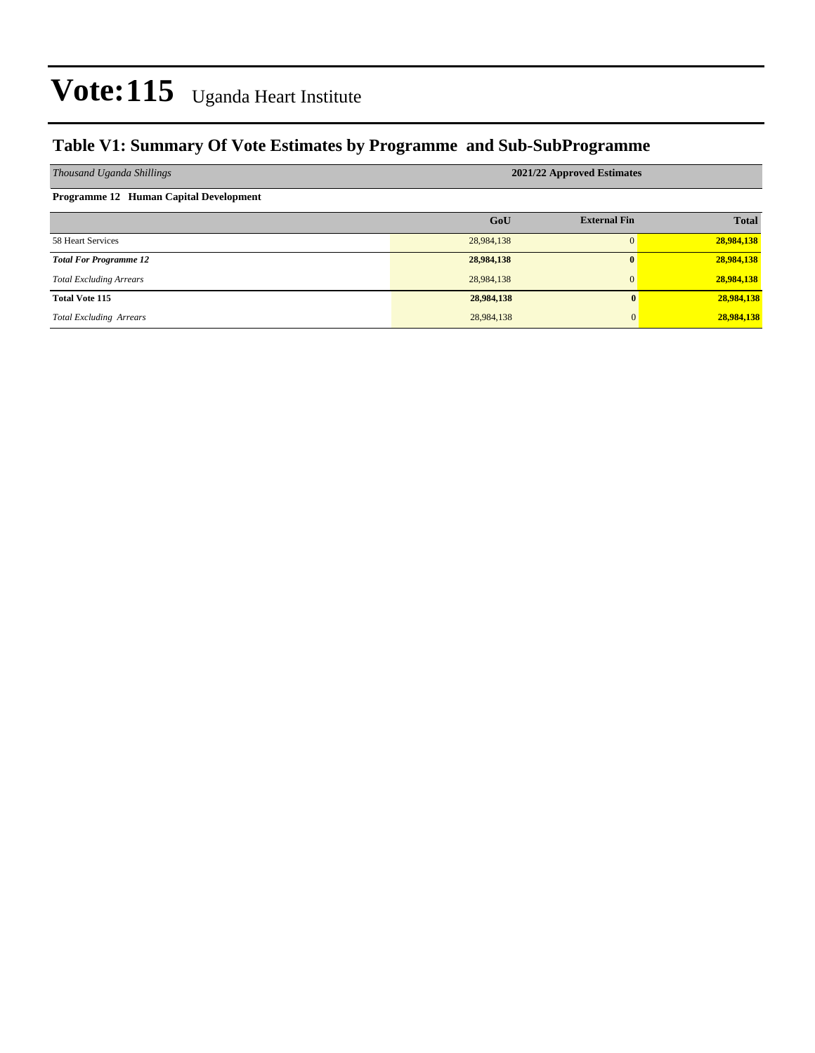# Vote:115 Uganda Heart Institute

## Table V1: Summary Of Vote Estimates by Programme and Sub-SubProgramme

| *Thousand Uganda Shillings* | 2021/22 Approved Estimates | | |
|---|---|---|---|
| **Programme 12 Human Capital Development** | | | |
| | **GoU** | **External Fin** | **Total** |
| 58 Heart Services | 28,984,138 | 0 | **28,984,138** |
| ***Total For Programme 12*** | **28,984,138** | **0** | **28,984,138** |
| *Total Excluding Arrears* | 28,984,138 | 0 | **28,984,138** |
| **Total Vote 115** | **28,984,138** | **0** | **28,984,138** |
| *Total Excluding Arrears* | 28,984,138 | 0 | **28,984,138** |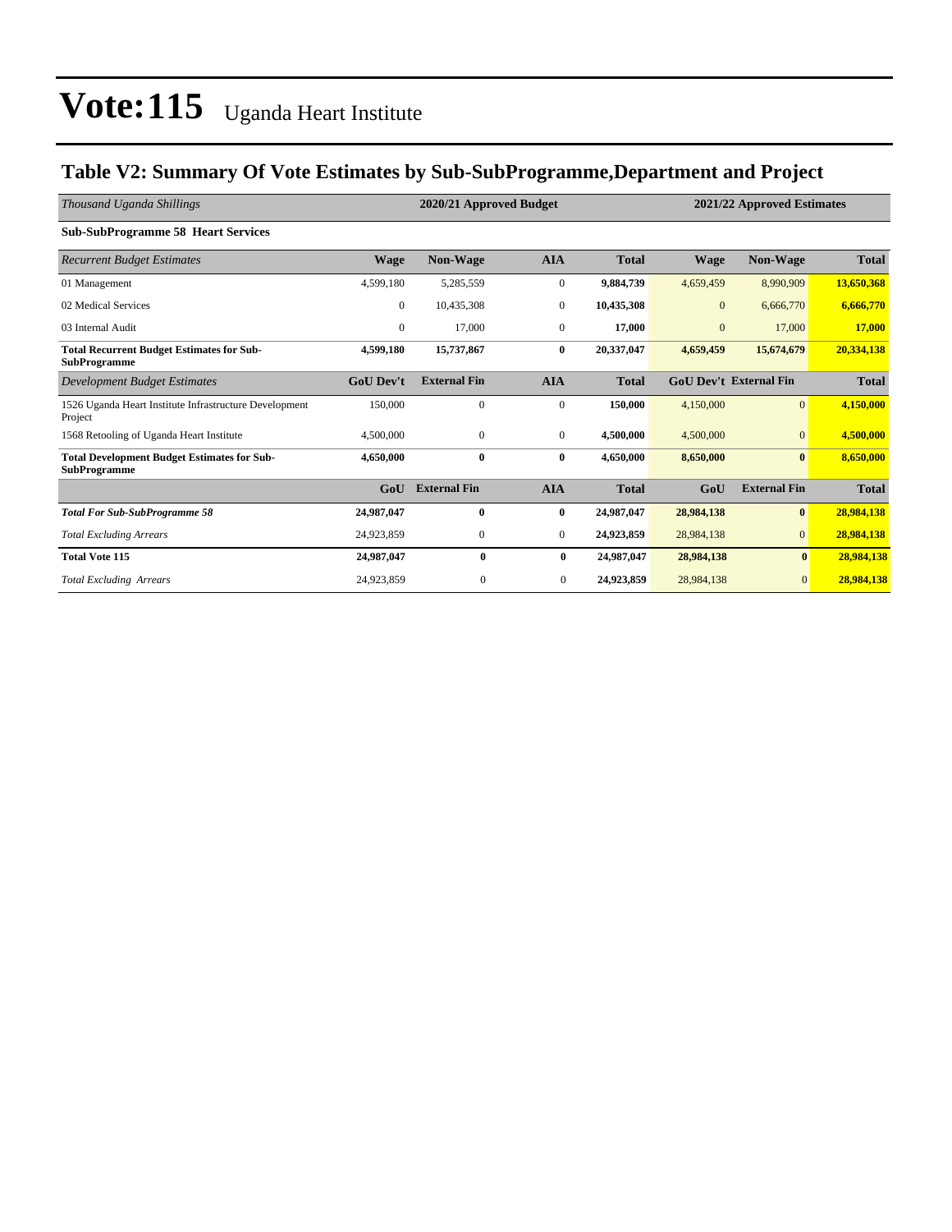# Vote:115 Uganda Heart Institute

## Table V2: Summary Of Vote Estimates by Sub-SubProgramme,Department and Project

| *Thousand Uganda Shillings* | 2020/21 Approved Budget | | | | 2021/22 Approved Estimates | | |
|---|---|---|---|---|---|---|---|
| **Sub-SubProgramme 58 Heart Services** | | | | | | | |
| *Recurrent Budget Estimates* | **Wage** | **Non-Wage** | **AIA** | **Total** | **Wage** | **Non-Wage** | **Total** |
| 01 Management | 4,599,180 | 5,285,559 | 0 | **9,884,739** | 4,659,459 | 8,990,909 | **13,650,368** |
| 02 Medical Services | 0 | 10,435,308 | 0 | **10,435,308** | 0 | 6,666,770 | **6,666,770** |
| 03 Internal Audit | 0 | 17,000 | 0 | **17,000** | 0 | 17,000 | **17,000** |
| **Total Recurrent Budget Estimates for Sub-SubProgramme** | **4,599,180** | **15,737,867** | **0** | **20,337,047** | **4,659,459** | **15,674,679** | **20,334,138** |
| *Development Budget Estimates* | **GoU Dev't** | **External Fin** | **AIA** | **Total** | **GoU Dev't** | **External Fin** | **Total** |
| 1526 Uganda Heart Institute Infrastructure Development Project | 150,000 | 0 | 0 | **150,000** | 4,150,000 | 0 | **4,150,000** |
| 1568 Retooling of Uganda Heart Institute | 4,500,000 | 0 | 0 | **4,500,000** | 4,500,000 | 0 | **4,500,000** |
| **Total Development Budget Estimates for Sub-SubProgramme** | **4,650,000** | **0** | **0** | **4,650,000** | **8,650,000** | **0** | **8,650,000** |
| | **GoU** | **External Fin** | **AIA** | **Total** | **GoU** | **External Fin** | **Total** |
| ***Total For Sub-SubProgramme 58*** | **24,987,047** | **0** | **0** | **24,987,047** | **28,984,138** | **0** | **28,984,138** |
| *Total Excluding Arrears* | 24,923,859 | 0 | 0 | **24,923,859** | 28,984,138 | 0 | **28,984,138** |
| **Total Vote 115** | **24,987,047** | **0** | **0** | **24,987,047** | **28,984,138** | **0** | **28,984,138** |
| *Total Excluding Arrears* | 24,923,859 | 0 | 0 | **24,923,859** | 28,984,138 | 0 | **28,984,138** |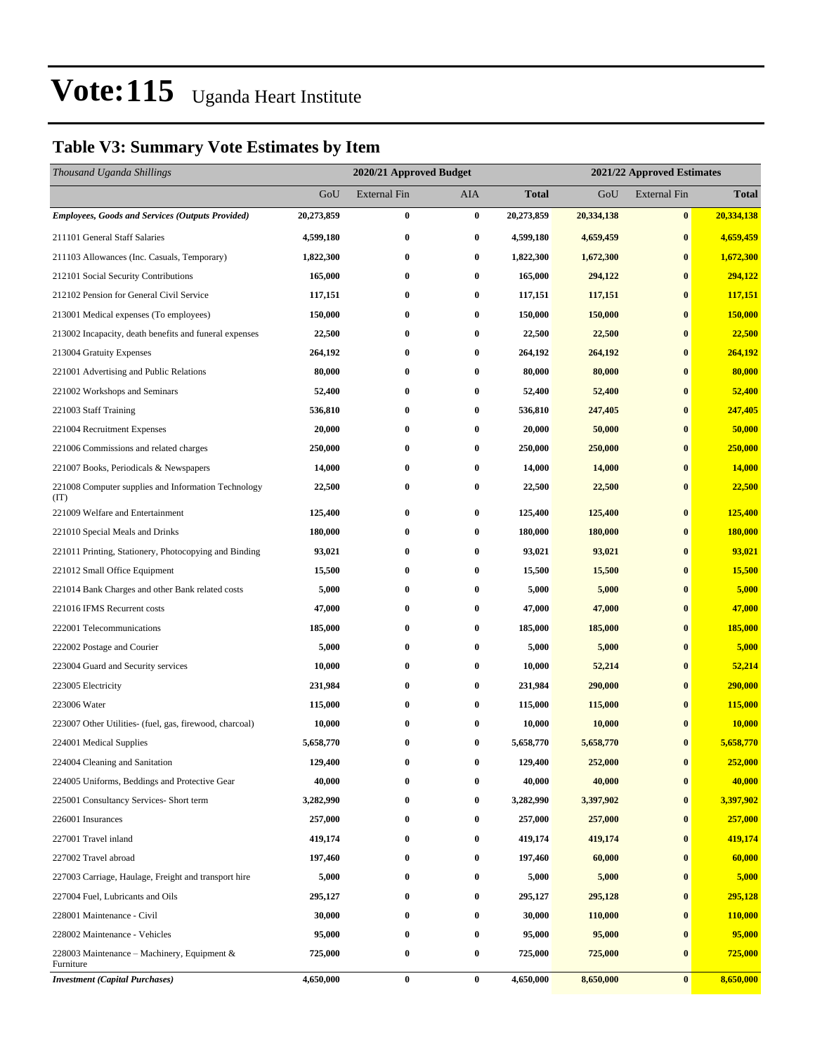# Vote:115 Uganda Heart Institute

## Table V3: Summary Vote Estimates by Item

| *Thousand Uganda Shillings* | 2020/21 Approved Budget | | | | 2021/22 Approved Estimates | | |
|---|---|---|---|---|---|---|---|
| | GoU | External Fin | AIA | **Total** | GoU | External Fin | **Total** |
| ***Employees, Goods and Services (Outputs Provided)*** | **20,273,859** | **0** | **0** | **20,273,859** | **20,334,138** | **0** | **20,334,138** |
| 211101 General Staff Salaries | **4,599,180** | **0** | **0** | **4,599,180** | **4,659,459** | **0** | **4,659,459** |
| 211103 Allowances (Inc. Casuals, Temporary) | **1,822,300** | **0** | **0** | **1,822,300** | **1,672,300** | **0** | **1,672,300** |
| 212101 Social Security Contributions | **165,000** | **0** | **0** | **165,000** | **294,122** | **0** | **294,122** |
| 212102 Pension for General Civil Service | **117,151** | **0** | **0** | **117,151** | **117,151** | **0** | **117,151** |
| 213001 Medical expenses (To employees) | **150,000** | **0** | **0** | **150,000** | **150,000** | **0** | **150,000** |
| 213002 Incapacity, death benefits and funeral expenses | **22,500** | **0** | **0** | **22,500** | **22,500** | **0** | **22,500** |
| 213004 Gratuity Expenses | **264,192** | **0** | **0** | **264,192** | **264,192** | **0** | **264,192** |
| 221001 Advertising and Public Relations | **80,000** | **0** | **0** | **80,000** | **80,000** | **0** | **80,000** |
| 221002 Workshops and Seminars | **52,400** | **0** | **0** | **52,400** | **52,400** | **0** | **52,400** |
| 221003 Staff Training | **536,810** | **0** | **0** | **536,810** | **247,405** | **0** | **247,405** |
| 221004 Recruitment Expenses | **20,000** | **0** | **0** | **20,000** | **50,000** | **0** | **50,000** |
| 221006 Commissions and related charges | **250,000** | **0** | **0** | **250,000** | **250,000** | **0** | **250,000** |
| 221007 Books, Periodicals & Newspapers | **14,000** | **0** | **0** | **14,000** | **14,000** | **0** | **14,000** |
| 221008 Computer supplies and Information Technology (IT) | **22,500** | **0** | **0** | **22,500** | **22,500** | **0** | **22,500** |
| 221009 Welfare and Entertainment | **125,400** | **0** | **0** | **125,400** | **125,400** | **0** | **125,400** |
| 221010 Special Meals and Drinks | **180,000** | **0** | **0** | **180,000** | **180,000** | **0** | **180,000** |
| 221011 Printing, Stationery, Photocopying and Binding | **93,021** | **0** | **0** | **93,021** | **93,021** | **0** | **93,021** |
| 221012 Small Office Equipment | **15,500** | **0** | **0** | **15,500** | **15,500** | **0** | **15,500** |
| 221014 Bank Charges and other Bank related costs | **5,000** | **0** | **0** | **5,000** | **5,000** | **0** | **5,000** |
| 221016 IFMS Recurrent costs | **47,000** | **0** | **0** | **47,000** | **47,000** | **0** | **47,000** |
| 222001 Telecommunications | **185,000** | **0** | **0** | **185,000** | **185,000** | **0** | **185,000** |
| 222002 Postage and Courier | **5,000** | **0** | **0** | **5,000** | **5,000** | **0** | **5,000** |
| 223004 Guard and Security services | **10,000** | **0** | **0** | **10,000** | **52,214** | **0** | **52,214** |
| 223005 Electricity | **231,984** | **0** | **0** | **231,984** | **290,000** | **0** | **290,000** |
| 223006 Water | **115,000** | **0** | **0** | **115,000** | **115,000** | **0** | **115,000** |
| 223007 Other Utilities- (fuel, gas, firewood, charcoal) | **10,000** | **0** | **0** | **10,000** | **10,000** | **0** | **10,000** |
| 224001 Medical Supplies | **5,658,770** | **0** | **0** | **5,658,770** | **5,658,770** | **0** | **5,658,770** |
| 224004 Cleaning and Sanitation | **129,400** | **0** | **0** | **129,400** | **252,000** | **0** | **252,000** |
| 224005 Uniforms, Beddings and Protective Gear | **40,000** | **0** | **0** | **40,000** | **40,000** | **0** | **40,000** |
| 225001 Consultancy Services- Short term | **3,282,990** | **0** | **0** | **3,282,990** | **3,397,902** | **0** | **3,397,902** |
| 226001 Insurances | **257,000** | **0** | **0** | **257,000** | **257,000** | **0** | **257,000** |
| 227001 Travel inland | **419,174** | **0** | **0** | **419,174** | **419,174** | **0** | **419,174** |
| 227002 Travel abroad | **197,460** | **0** | **0** | **197,460** | **60,000** | **0** | **60,000** |
| 227003 Carriage, Haulage, Freight and transport hire | **5,000** | **0** | **0** | **5,000** | **5,000** | **0** | **5,000** |
| 227004 Fuel, Lubricants and Oils | **295,127** | **0** | **0** | **295,127** | **295,128** | **0** | **295,128** |
| 228001 Maintenance - Civil | **30,000** | **0** | **0** | **30,000** | **110,000** | **0** | **110,000** |
| 228002 Maintenance - Vehicles | **95,000** | **0** | **0** | **95,000** | **95,000** | **0** | **95,000** |
| 228003 Maintenance – Machinery, Equipment & Furniture | **725,000** | **0** | **0** | **725,000** | **725,000** | **0** | **725,000** |
| ***Investment (Capital Purchases)*** | **4,650,000** | **0** | **0** | **4,650,000** | **8,650,000** | **0** | **8,650,000** |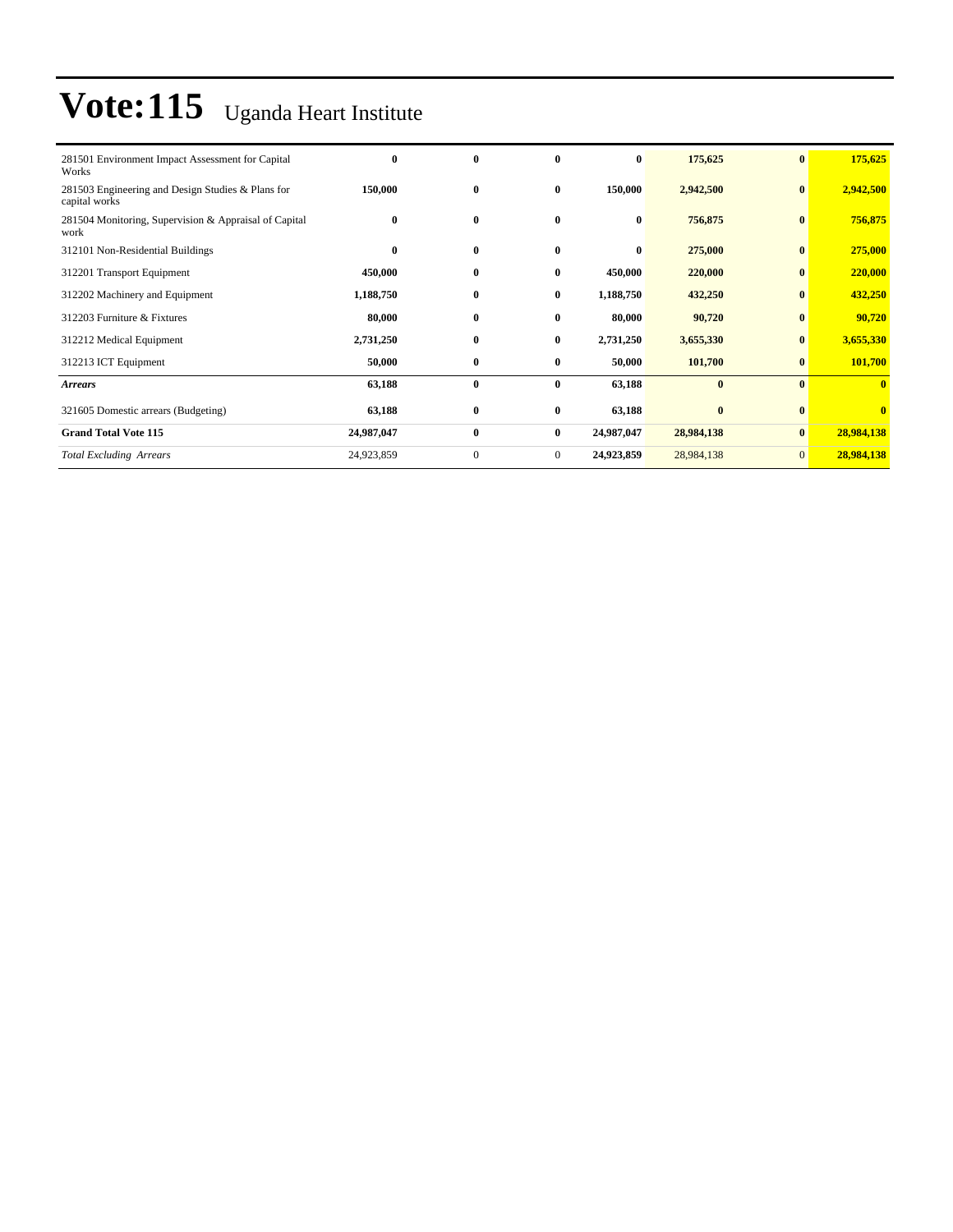# Vote:115 Uganda Heart Institute

| | | | | | | | |
|---|---|---|---|---|---|---|---|
| 281501 Environment Impact Assessment for Capital Works | 0 | 0 | 0 | 0 | 175,625 | 0 | 175,625 |
| 281503 Engineering and Design Studies & Plans for capital works | 150,000 | 0 | 0 | 150,000 | 2,942,500 | 0 | 2,942,500 |
| 281504 Monitoring, Supervision & Appraisal of Capital work | 0 | 0 | 0 | 0 | 756,875 | 0 | 756,875 |
| 312101 Non-Residential Buildings | 0 | 0 | 0 | 0 | 275,000 | 0 | 275,000 |
| 312201 Transport Equipment | 450,000 | 0 | 0 | 450,000 | 220,000 | 0 | 220,000 |
| 312202 Machinery and Equipment | 1,188,750 | 0 | 0 | 1,188,750 | 432,250 | 0 | 432,250 |
| 312203 Furniture & Fixtures | 80,000 | 0 | 0 | 80,000 | 90,720 | 0 | 90,720 |
| 312212 Medical Equipment | 2,731,250 | 0 | 0 | 2,731,250 | 3,655,330 | 0 | 3,655,330 |
| 312213 ICT Equipment | 50,000 | 0 | 0 | 50,000 | 101,700 | 0 | 101,700 |
| ***Arrears*** | 63,188 | 0 | 0 | 63,188 | 0 | 0 | 0 |
| 321605 Domestic arrears (Budgeting) | 63,188 | 0 | 0 | 63,188 | 0 | 0 | 0 |
| **Grand Total Vote 115** | 24,987,047 | 0 | 0 | 24,987,047 | 28,984,138 | 0 | 28,984,138 |
| *Total Excluding Arrears* | 24,923,859 | 0 | 0 | 24,923,859 | 28,984,138 | 0 | 28,984,138 |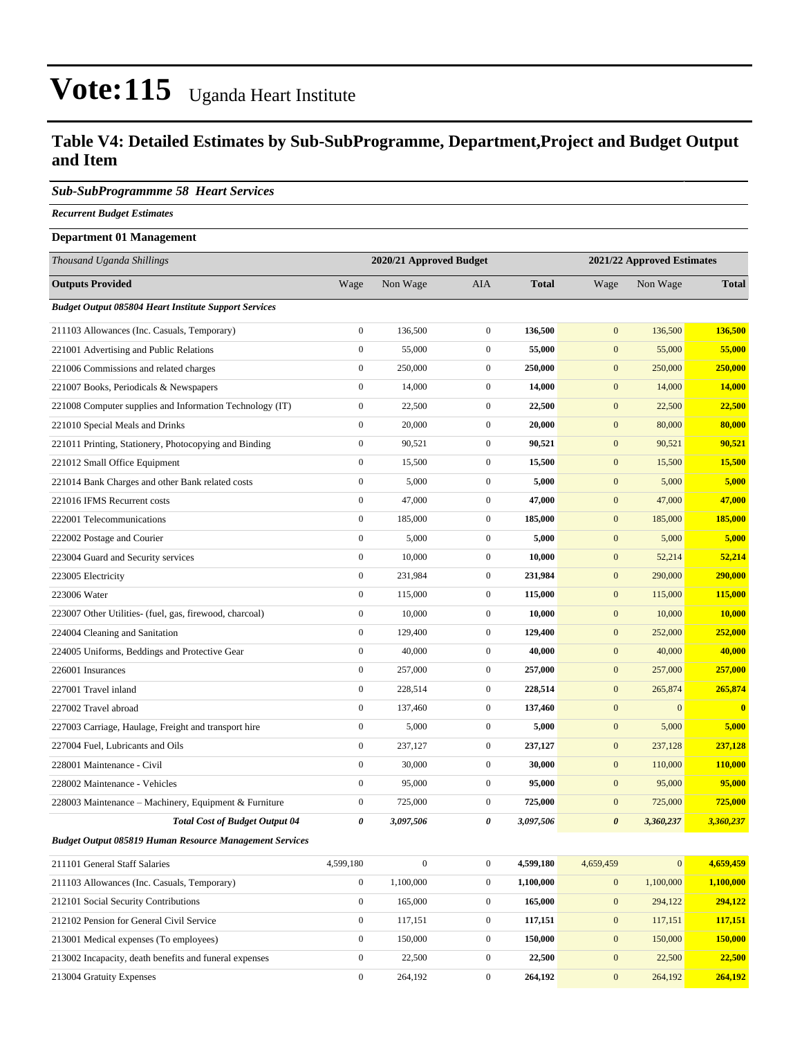# Vote:115 Uganda Heart Institute

## Table V4: Detailed Estimates by Sub-SubProgramme, Department,Project and Budget Output and Item

### *Sub-SubProgrammme 58 Heart Services*

***Recurrent Budget Estimates***

**Department 01 Management**

| *Thousand Uganda Shillings* | 2020/21 Approved Budget | | | | 2021/22 Approved Estimates | | |
|---|---|---|---|---|---|---|---|
| **Outputs Provided** | Wage | Non Wage | AIA | **Total** | Wage | Non Wage | **Total** |
| ***Budget Output 085804 Heart Institute Support Services*** | | | | | | | |
| 211103 Allowances (Inc. Casuals, Temporary) | 0 | 136,500 | 0 | **136,500** | 0 | 136,500 | **136,500** |
| 221001 Advertising and Public Relations | 0 | 55,000 | 0 | **55,000** | 0 | 55,000 | **55,000** |
| 221006 Commissions and related charges | 0 | 250,000 | 0 | **250,000** | 0 | 250,000 | **250,000** |
| 221007 Books, Periodicals & Newspapers | 0 | 14,000 | 0 | **14,000** | 0 | 14,000 | **14,000** |
| 221008 Computer supplies and Information Technology (IT) | 0 | 22,500 | 0 | **22,500** | 0 | 22,500 | **22,500** |
| 221010 Special Meals and Drinks | 0 | 20,000 | 0 | **20,000** | 0 | 80,000 | **80,000** |
| 221011 Printing, Stationery, Photocopying and Binding | 0 | 90,521 | 0 | **90,521** | 0 | 90,521 | **90,521** |
| 221012 Small Office Equipment | 0 | 15,500 | 0 | **15,500** | 0 | 15,500 | **15,500** |
| 221014 Bank Charges and other Bank related costs | 0 | 5,000 | 0 | **5,000** | 0 | 5,000 | **5,000** |
| 221016 IFMS Recurrent costs | 0 | 47,000 | 0 | **47,000** | 0 | 47,000 | **47,000** |
| 222001 Telecommunications | 0 | 185,000 | 0 | **185,000** | 0 | 185,000 | **185,000** |
| 222002 Postage and Courier | 0 | 5,000 | 0 | **5,000** | 0 | 5,000 | **5,000** |
| 223004 Guard and Security services | 0 | 10,000 | 0 | **10,000** | 0 | 52,214 | **52,214** |
| 223005 Electricity | 0 | 231,984 | 0 | **231,984** | 0 | 290,000 | **290,000** |
| 223006 Water | 0 | 115,000 | 0 | **115,000** | 0 | 115,000 | **115,000** |
| 223007 Other Utilities- (fuel, gas, firewood, charcoal) | 0 | 10,000 | 0 | **10,000** | 0 | 10,000 | **10,000** |
| 224004 Cleaning and Sanitation | 0 | 129,400 | 0 | **129,400** | 0 | 252,000 | **252,000** |
| 224005 Uniforms, Beddings and Protective Gear | 0 | 40,000 | 0 | **40,000** | 0 | 40,000 | **40,000** |
| 226001 Insurances | 0 | 257,000 | 0 | **257,000** | 0 | 257,000 | **257,000** |
| 227001 Travel inland | 0 | 228,514 | 0 | **228,514** | 0 | 265,874 | **265,874** |
| 227002 Travel abroad | 0 | 137,460 | 0 | **137,460** | 0 | 0 | **0** |
| 227003 Carriage, Haulage, Freight and transport hire | 0 | 5,000 | 0 | **5,000** | 0 | 5,000 | **5,000** |
| 227004 Fuel, Lubricants and Oils | 0 | 237,127 | 0 | **237,127** | 0 | 237,128 | **237,128** |
| 228001 Maintenance - Civil | 0 | 30,000 | 0 | **30,000** | 0 | 110,000 | **110,000** |
| 228002 Maintenance - Vehicles | 0 | 95,000 | 0 | **95,000** | 0 | 95,000 | **95,000** |
| 228003 Maintenance – Machinery, Equipment & Furniture | 0 | 725,000 | 0 | **725,000** | 0 | 725,000 | **725,000** |
| ***Total Cost of Budget Output 04*** | ***0*** | ***3,097,506*** | ***0*** | ***3,097,506*** | ***0*** | ***3,360,237*** | ***3,360,237*** |
| ***Budget Output 085819 Human Resource Management Services*** | | | | | | | |
| 211101 General Staff Salaries | 4,599,180 | 0 | 0 | **4,599,180** | 4,659,459 | 0 | **4,659,459** |
| 211103 Allowances (Inc. Casuals, Temporary) | 0 | 1,100,000 | 0 | **1,100,000** | 0 | 1,100,000 | **1,100,000** |
| 212101 Social Security Contributions | 0 | 165,000 | 0 | **165,000** | 0 | 294,122 | **294,122** |
| 212102 Pension for General Civil Service | 0 | 117,151 | 0 | **117,151** | 0 | 117,151 | **117,151** |
| 213001 Medical expenses (To employees) | 0 | 150,000 | 0 | **150,000** | 0 | 150,000 | **150,000** |
| 213002 Incapacity, death benefits and funeral expenses | 0 | 22,500 | 0 | **22,500** | 0 | 22,500 | **22,500** |
| 213004 Gratuity Expenses | 0 | 264,192 | 0 | **264,192** | 0 | 264,192 | **264,192** |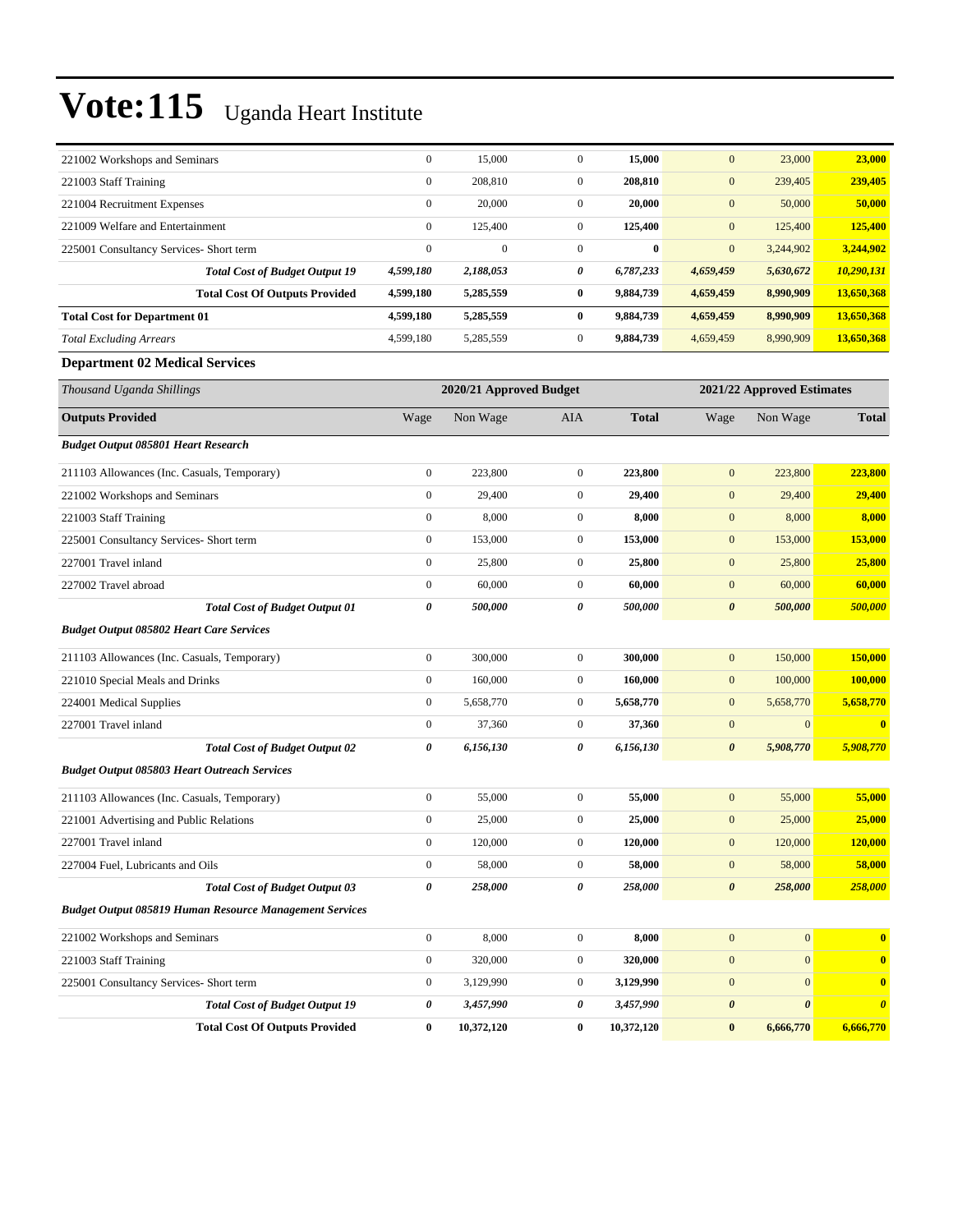| | | | | | | | |
|---|---|---|---|---|---|---|---|
| 221002 Workshops and Seminars | 0 | 15,000 | 0 | **15,000** | 0 | 23,000 | **23,000** |
| 221003 Staff Training | 0 | 208,810 | 0 | **208,810** | 0 | 239,405 | **239,405** |
| 221004 Recruitment Expenses | 0 | 20,000 | 0 | **20,000** | 0 | 50,000 | **50,000** |
| 221009 Welfare and Entertainment | 0 | 125,400 | 0 | **125,400** | 0 | 125,400 | **125,400** |
| 225001 Consultancy Services- Short term | 0 | 0 | 0 | **0** | 0 | 3,244,902 | **3,244,902** |
| ***Total Cost of Budget Output 19*** | ***4,599,180*** | ***2,188,053*** | ***0*** | ***6,787,233*** | ***4,659,459*** | ***5,630,672*** | ***10,290,131*** |
| **Total Cost Of Outputs Provided** | **4,599,180** | **5,285,559** | **0** | **9,884,739** | **4,659,459** | **8,990,909** | **13,650,368** |
| **Total Cost for Department 01** | **4,599,180** | **5,285,559** | **0** | **9,884,739** | **4,659,459** | **8,990,909** | **13,650,368** |
| *Total Excluding Arrears* | 4,599,180 | 5,285,559 | 0 | **9,884,739** | 4,659,459 | 8,990,909 | **13,650,368** |

### Department 02 Medical Services

| *Thousand Uganda Shillings* | 2020/21 Approved Budget | | | | 2021/22 Approved Estimates | | |
|---|---|---|---|---|---|---|---|
| **Outputs Provided** | Wage | Non Wage | AIA | **Total** | Wage | Non Wage | **Total** |
| ***Budget Output 085801 Heart Research*** | | | | | | | |
| 211103 Allowances (Inc. Casuals, Temporary) | 0 | 223,800 | 0 | **223,800** | 0 | 223,800 | **223,800** |
| 221002 Workshops and Seminars | 0 | 29,400 | 0 | **29,400** | 0 | 29,400 | **29,400** |
| 221003 Staff Training | 0 | 8,000 | 0 | **8,000** | 0 | 8,000 | **8,000** |
| 225001 Consultancy Services- Short term | 0 | 153,000 | 0 | **153,000** | 0 | 153,000 | **153,000** |
| 227001 Travel inland | 0 | 25,800 | 0 | **25,800** | 0 | 25,800 | **25,800** |
| 227002 Travel abroad | 0 | 60,000 | 0 | **60,000** | 0 | 60,000 | **60,000** |
| ***Total Cost of Budget Output 01*** | ***0*** | ***500,000*** | ***0*** | ***500,000*** | ***0*** | ***500,000*** | ***500,000*** |
| ***Budget Output 085802 Heart Care Services*** | | | | | | | |
| 211103 Allowances (Inc. Casuals, Temporary) | 0 | 300,000 | 0 | **300,000** | 0 | 150,000 | **150,000** |
| 221010 Special Meals and Drinks | 0 | 160,000 | 0 | **160,000** | 0 | 100,000 | **100,000** |
| 224001 Medical Supplies | 0 | 5,658,770 | 0 | **5,658,770** | 0 | 5,658,770 | **5,658,770** |
| 227001 Travel inland | 0 | 37,360 | 0 | **37,360** | 0 | 0 | **0** |
| ***Total Cost of Budget Output 02*** | ***0*** | ***6,156,130*** | ***0*** | ***6,156,130*** | ***0*** | ***5,908,770*** | ***5,908,770*** |
| ***Budget Output 085803 Heart Outreach Services*** | | | | | | | |
| 211103 Allowances (Inc. Casuals, Temporary) | 0 | 55,000 | 0 | **55,000** | 0 | 55,000 | **55,000** |
| 221001 Advertising and Public Relations | 0 | 25,000 | 0 | **25,000** | 0 | 25,000 | **25,000** |
| 227001 Travel inland | 0 | 120,000 | 0 | **120,000** | 0 | 120,000 | **120,000** |
| 227004 Fuel, Lubricants and Oils | 0 | 58,000 | 0 | **58,000** | 0 | 58,000 | **58,000** |
| ***Total Cost of Budget Output 03*** | ***0*** | ***258,000*** | ***0*** | ***258,000*** | ***0*** | ***258,000*** | ***258,000*** |
| ***Budget Output 085819 Human Resource Management Services*** | | | | | | | |
| 221002 Workshops and Seminars | 0 | 8,000 | 0 | **8,000** | 0 | 0 | **0** |
| 221003 Staff Training | 0 | 320,000 | 0 | **320,000** | 0 | 0 | **0** |
| 225001 Consultancy Services- Short term | 0 | 3,129,990 | 0 | **3,129,990** | 0 | 0 | **0** |
| ***Total Cost of Budget Output 19*** | ***0*** | ***3,457,990*** | ***0*** | ***3,457,990*** | ***0*** | ***0*** | ***0*** |
| **Total Cost Of Outputs Provided** | **0** | **10,372,120** | **0** | **10,372,120** | **0** | **6,666,770** | **6,666,770** |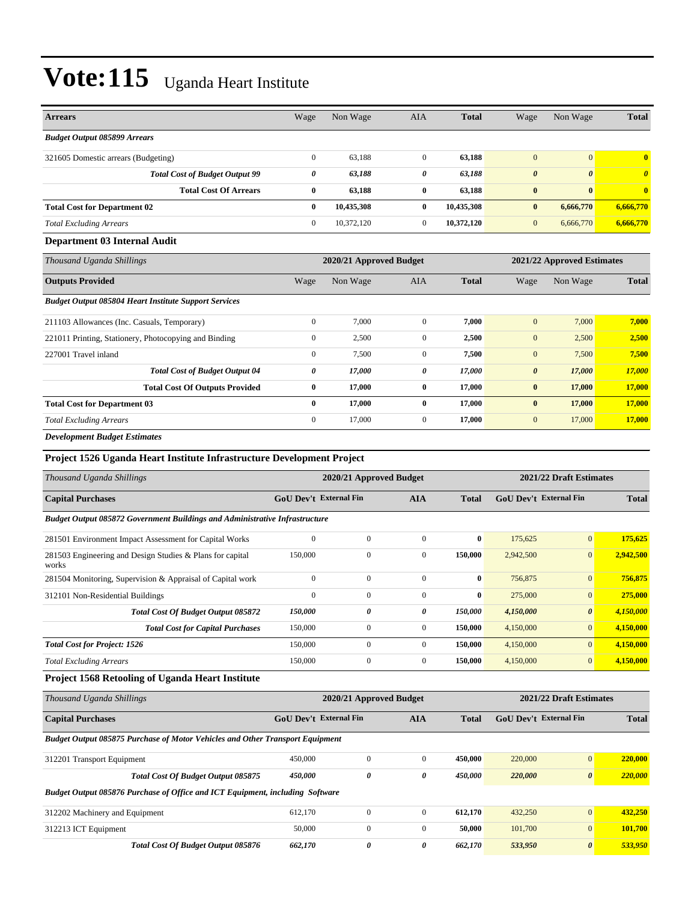# Vote:115 Uganda Heart Institute

| Arrears | Wage | Non Wage | AIA | Total | Wage | Non Wage | Total |
|---|---|---|---|---|---|---|---|
| ***Budget Output 085899 Arrears*** | | | | | | | |
| 321605 Domestic arrears (Budgeting) | 0 | 63,188 | 0 | **63,188** | 0 | 0 | **0** |
| ***Total Cost of Budget Output 99*** | ***0*** | ***63,188*** | ***0*** | ***63,188*** | ***0*** | ***0*** | ***0*** |
| **Total Cost Of Arrears** | **0** | **63,188** | **0** | **63,188** | **0** | **0** | **0** |
| **Total Cost for Department 02** | **0** | **10,435,308** | **0** | **10,435,308** | **0** | **6,666,770** | **6,666,770** |
| *Total Excluding Arrears* | 0 | 10,372,120 | 0 | **10,372,120** | 0 | 6,666,770 | **6,666,770** |

### Department 03 Internal Audit

| *Thousand Uganda Shillings* | 2020/21 Approved Budget | | | | 2021/22 Approved Estimates | | |
|---|---|---|---|---|---|---|---|
| **Outputs Provided** | Wage | Non Wage | AIA | **Total** | Wage | Non Wage | **Total** |
| ***Budget Output 085804 Heart Institute Support Services*** | | | | | | | |
| 211103 Allowances (Inc. Casuals, Temporary) | 0 | 7,000 | 0 | **7,000** | 0 | 7,000 | **7,000** |
| 221011 Printing, Stationery, Photocopying and Binding | 0 | 2,500 | 0 | **2,500** | 0 | 2,500 | **2,500** |
| 227001 Travel inland | 0 | 7,500 | 0 | **7,500** | 0 | 7,500 | **7,500** |
| ***Total Cost of Budget Output 04*** | ***0*** | ***17,000*** | ***0*** | ***17,000*** | ***0*** | ***17,000*** | ***17,000*** |
| **Total Cost Of Outputs Provided** | **0** | **17,000** | **0** | **17,000** | **0** | **17,000** | **17,000** |
| **Total Cost for Department 03** | **0** | **17,000** | **0** | **17,000** | **0** | **17,000** | **17,000** |
| *Total Excluding Arrears* | 0 | 17,000 | 0 | **17,000** | 0 | 17,000 | **17,000** |

***Development Budget Estimates***

### Project 1526 Uganda Heart Institute Infrastructure Development Project

| *Thousand Uganda Shillings* | 2020/21 Approved Budget | | | | 2021/22 Draft Estimates | | |
|---|---|---|---|---|---|---|---|
| **Capital Purchases** | **GoU Dev't** | **External Fin** | **AIA** | **Total** | **GoU Dev't** | **External Fin** | **Total** |
| ***Budget Output 085872 Government Buildings and Administrative Infrastructure*** | | | | | | | |
| 281501 Environment Impact Assessment for Capital Works | 0 | 0 | 0 | **0** | 175,625 | 0 | **175,625** |
| 281503 Engineering and Design Studies & Plans for capital works | 150,000 | 0 | 0 | **150,000** | 2,942,500 | 0 | **2,942,500** |
| 281504 Monitoring, Supervision & Appraisal of Capital work | 0 | 0 | 0 | **0** | 756,875 | 0 | **756,875** |
| 312101 Non-Residential Buildings | 0 | 0 | 0 | **0** | 275,000 | 0 | **275,000** |
| ***Total Cost Of Budget Output 085872*** | ***150,000*** | ***0*** | ***0*** | ***150,000*** | ***4,150,000*** | ***0*** | ***4,150,000*** |
| ***Total Cost for Capital Purchases*** | 150,000 | 0 | 0 | **150,000** | 4,150,000 | 0 | **4,150,000** |
| ***Total Cost for Project: 1526*** | 150,000 | 0 | 0 | **150,000** | 4,150,000 | 0 | **4,150,000** |
| *Total Excluding Arrears* | 150,000 | 0 | 0 | **150,000** | 4,150,000 | 0 | **4,150,000** |

### Project 1568 Retooling of Uganda Heart Institute

| *Thousand Uganda Shillings* | 2020/21 Approved Budget | | | | 2021/22 Draft Estimates | | |
|---|---|---|---|---|---|---|---|
| **Capital Purchases** | **GoU Dev't** | **External Fin** | **AIA** | **Total** | **GoU Dev't** | **External Fin** | **Total** |
| ***Budget Output 085875 Purchase of Motor Vehicles and Other Transport Equipment*** | | | | | | | |
| 312201 Transport Equipment | 450,000 | 0 | 0 | **450,000** | 220,000 | 0 | **220,000** |
| ***Total Cost Of Budget Output 085875*** | ***450,000*** | ***0*** | ***0*** | ***450,000*** | ***220,000*** | ***0*** | ***220,000*** |
| ***Budget Output 085876 Purchase of Office and ICT Equipment, including Software*** | | | | | | | |
| 312202 Machinery and Equipment | 612,170 | 0 | 0 | **612,170** | 432,250 | 0 | **432,250** |
| 312213 ICT Equipment | 50,000 | 0 | 0 | **50,000** | 101,700 | 0 | **101,700** |
| ***Total Cost Of Budget Output 085876*** | ***662,170*** | ***0*** | ***0*** | ***662,170*** | ***533,950*** | ***0*** | ***533,950*** |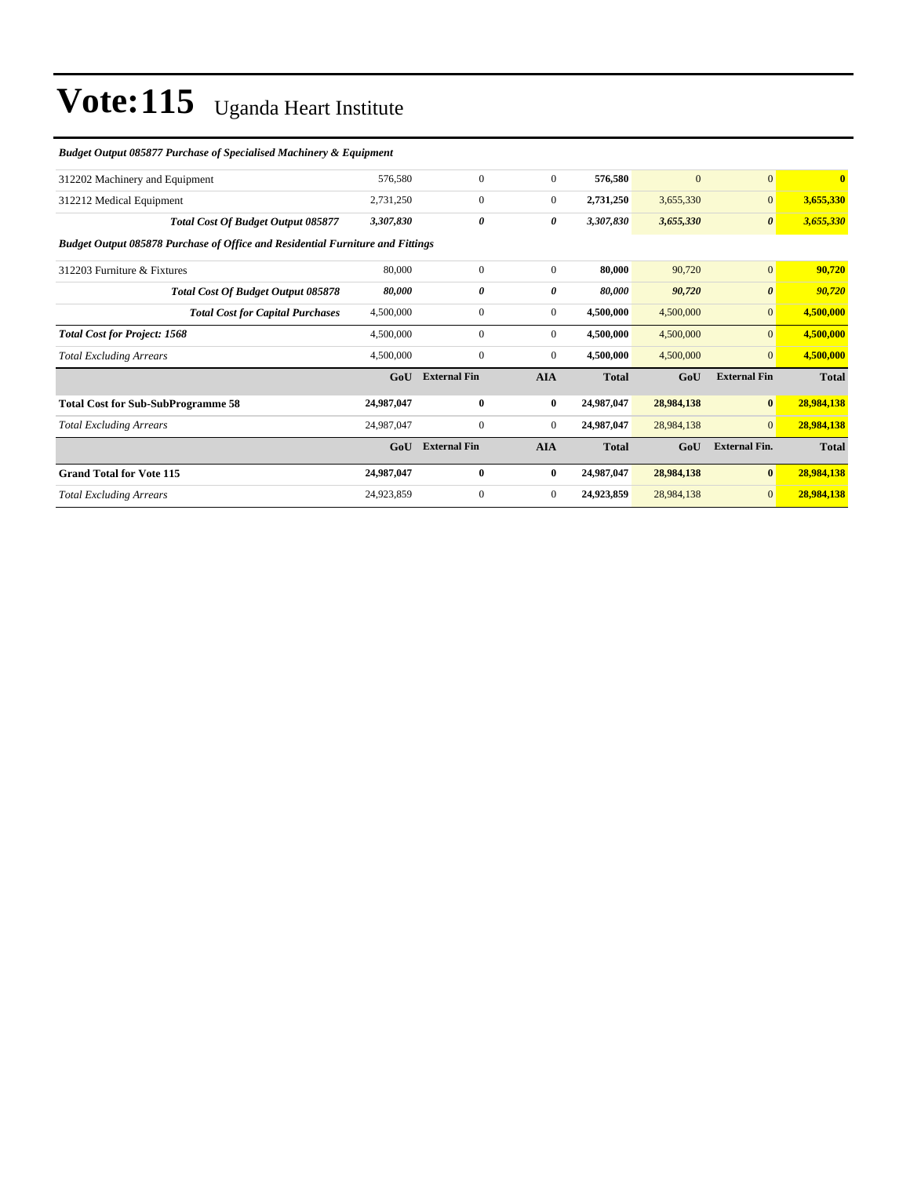# Vote:115 Uganda Heart Institute

***Budget Output 085877 Purchase of Specialised Machinery & Equipment***

| | | | | | | | |
|---|---|---|---|---|---|---|---|
| 312202 Machinery and Equipment | 576,580 | 0 | 0 | **576,580** | 0 | 0 | **0** |
| 312212 Medical Equipment | 2,731,250 | 0 | 0 | **2,731,250** | 3,655,330 | 0 | **3,655,330** |
| ***Total Cost Of Budget Output 085877*** | ***3,307,830*** | ***0*** | ***0*** | ***3,307,830*** | ***3,655,330*** | ***0*** | ***3,655,330*** |

***Budget Output 085878 Purchase of Office and Residential Furniture and Fittings***

| | | | | | | | |
|---|---|---|---|---|---|---|---|
| 312203 Furniture & Fixtures | 80,000 | 0 | 0 | **80,000** | 90,720 | 0 | **90,720** |
| ***Total Cost Of Budget Output 085878*** | ***80,000*** | ***0*** | ***0*** | ***80,000*** | ***90,720*** | ***0*** | ***90,720*** |
| ***Total Cost for Capital Purchases*** | 4,500,000 | 0 | 0 | **4,500,000** | 4,500,000 | 0 | **4,500,000** |
| ***Total Cost for Project: 1568*** | 4,500,000 | 0 | 0 | **4,500,000** | 4,500,000 | 0 | **4,500,000** |
| *Total Excluding Arrears* | 4,500,000 | 0 | 0 | **4,500,000** | 4,500,000 | 0 | **4,500,000** |

| | GoU | External Fin | AIA | Total | GoU | External Fin | Total |
|---|---|---|---|---|---|---|---|
| **Total Cost for Sub-SubProgramme 58** | **24,987,047** | **0** | **0** | **24,987,047** | **28,984,138** | **0** | **28,984,138** |
| *Total Excluding Arrears* | 24,987,047 | 0 | 0 | **24,987,047** | 28,984,138 | 0 | **28,984,138** |

| | GoU | External Fin | AIA | Total | GoU | External Fin. | Total |
|---|---|---|---|---|---|---|---|
| **Grand Total for Vote 115** | **24,987,047** | **0** | **0** | **24,987,047** | **28,984,138** | **0** | **28,984,138** |
| *Total Excluding Arrears* | 24,923,859 | 0 | 0 | **24,923,859** | 28,984,138 | 0 | **28,984,138** |